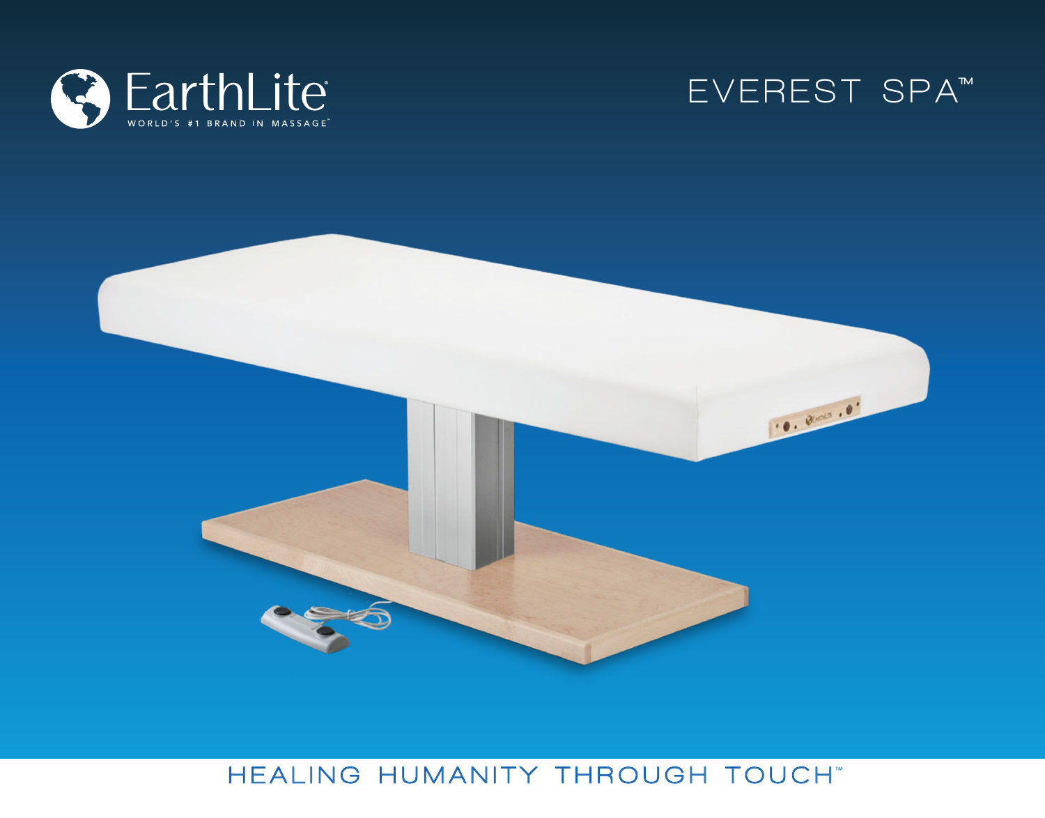EarthLite®

WORLD'S #1 BRAND IN MASSAGE™

# EVEREST SPA™

HEALING HUMANITY THROUGH TOUCH™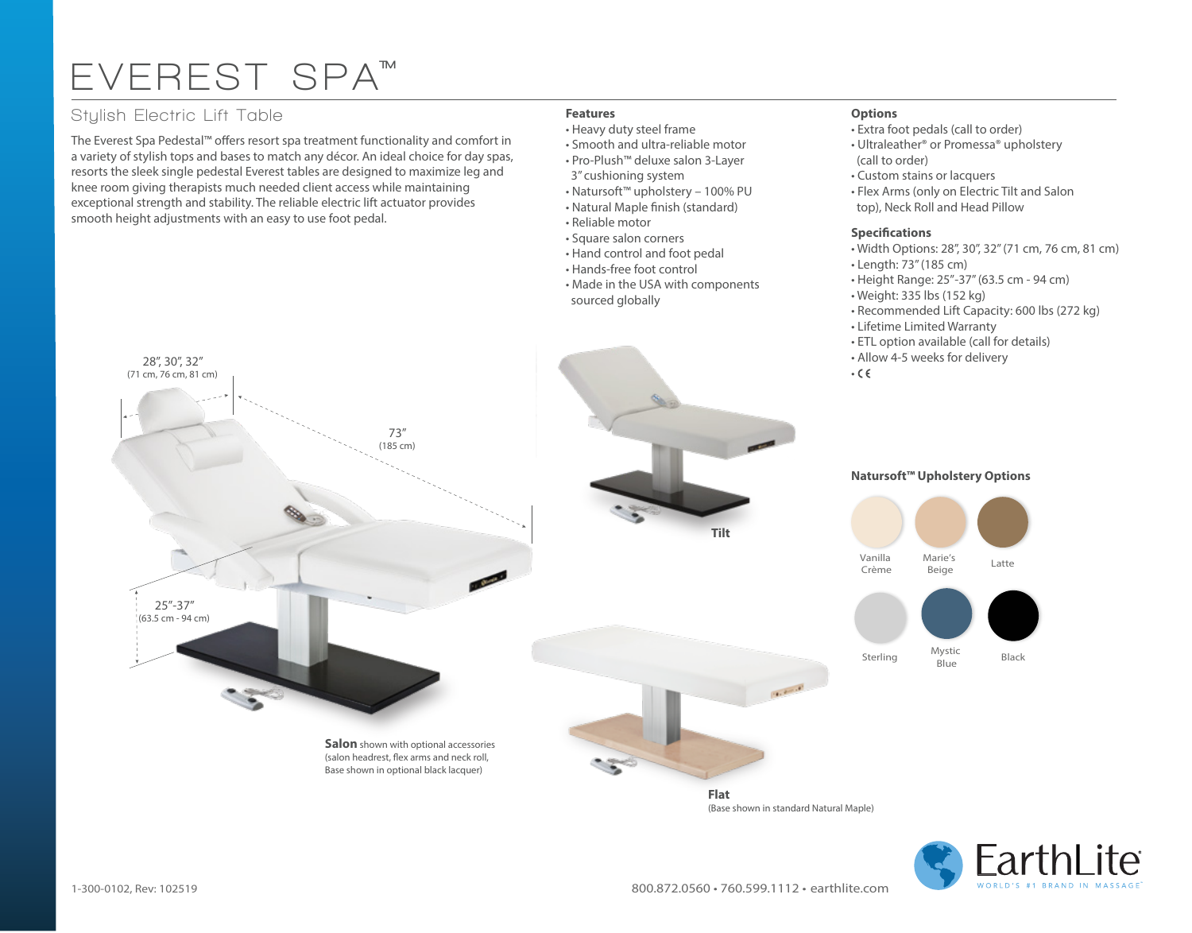# EVEREST SPA™

## Stylish Electric Lift Table

The Everest Spa Pedestal™ offers resort spa treatment functionality and comfort in a variety of stylish tops and bases to match any décor. An ideal choice for day spas, resorts the sleek single pedestal Everest tables are designed to maximize leg and knee room giving therapists much needed client access while maintaining exceptional strength and stability. The reliable electric lift actuator provides smooth height adjustments with an easy to use foot pedal.

**Features**

- Heavy duty steel frame
- Smooth and ultra-reliable motor
- Pro-Plush™ deluxe salon 3-Layer 3" cushioning system
- Natursoft™ upholstery – 100% PU
- Natural Maple finish (standard)
- Reliable motor
- Square salon corners
- Hand control and foot pedal
- Hands-free foot control
- Made in the USA with components sourced globally

**Options**

- Extra foot pedals (call to order)
- Ultraleather® or Promessa® upholstery (call to order)
- Custom stains or lacquers
- Flex Arms (only on Electric Tilt and Salon top), Neck Roll and Head Pillow

**Specifications**

- Width Options: 28", 30", 32" (71 cm, 76 cm, 81 cm)
- Length: 73" (185 cm)
- Height Range: 25"-37" (63.5 cm - 94 cm)
- Weight: 335 lbs (152 kg)
- Recommended Lift Capacity: 600 lbs (272 kg)
- Lifetime Limited Warranty
- ETL option available (call for details)
- Allow 4-5 weeks for delivery
- CE

28", 30", 32"
(71 cm, 76 cm, 81 cm)

73"
(185 cm)

25"-37"
(63.5 cm - 94 cm)

**Salon** shown with optional accessories (salon headrest, flex arms and neck roll, Base shown in optional black lacquer)

**Tilt**

**Flat**
(Base shown in standard Natural Maple)

**Natursoft™ Upholstery Options**

Vanilla Crème
Marie's Beige
Latte
Sterling
Mystic Blue
Black

1-300-0102, Rev: 102519

800.872.0560 • 760.599.1112 • earthlite.com

EarthLite®
WORLD'S #1 BRAND IN MASSAGE™